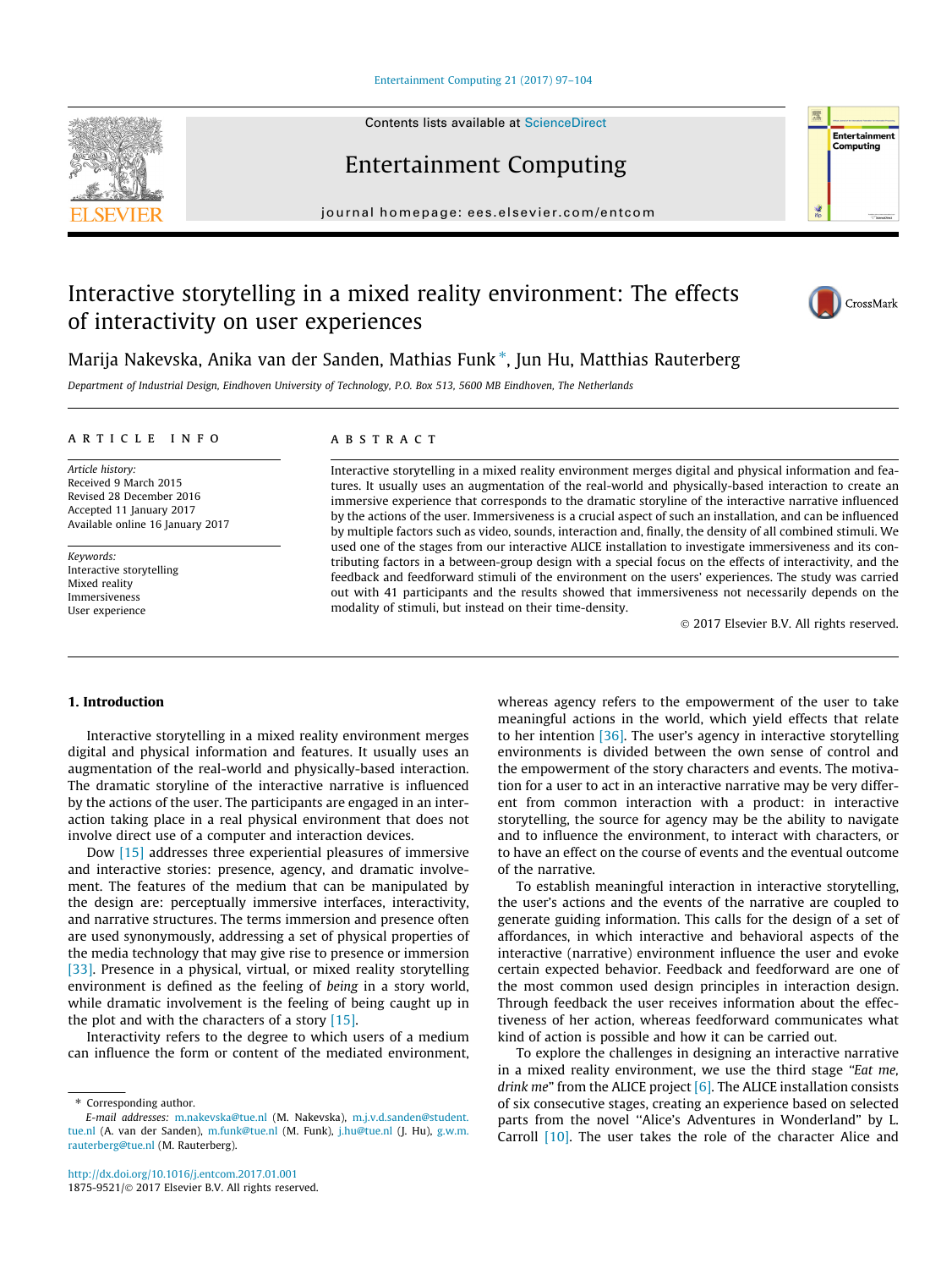# Interactive storytelling in a mixed reality environment: The effects of interactivity on user experiences

Marija Nakevska, Anika van der Sanden, Mathias Funk *, Jun Hu, Matthias Rauterberg

*Department of Industrial Design, Eindhoven University of Technology, P.O. Box 513, 5600 MB Eindhoven, The Netherlands*

## ARTICLE INFO

*Article history:*
Received 9 March 2015
Revised 28 December 2016
Accepted 11 January 2017
Available online 16 January 2017

*Keywords:*
Interactive storytelling
Mixed reality
Immersiveness
User experience

## ABSTRACT

Interactive storytelling in a mixed reality environment merges digital and physical information and features. It usually uses an augmentation of the real-world and physically-based interaction to create an immersive experience that corresponds to the dramatic storyline of the interactive narrative influenced by the actions of the user. Immersiveness is a crucial aspect of such an installation, and can be influenced by multiple factors such as video, sounds, interaction and, finally, the density of all combined stimuli. We used one of the stages from our interactive ALICE installation to investigate immersiveness and its contributing factors in a between-group design with a special focus on the effects of interactivity, and the feedback and feedforward stimuli of the environment on the users' experiences. The study was carried out with 41 participants and the results showed that immersiveness not necessarily depends on the modality of stimuli, but instead on their time-density.

© 2017 Elsevier B.V. All rights reserved.

## 1. Introduction

Interactive storytelling in a mixed reality environment merges digital and physical information and features. It usually uses an augmentation of the real-world and physically-based interaction. The dramatic storyline of the interactive narrative is influenced by the actions of the user. The participants are engaged in an interaction taking place in a real physical environment that does not involve direct use of a computer and interaction devices.

Dow [15] addresses three experiential pleasures of immersive and interactive stories: presence, agency, and dramatic involvement. The features of the medium that can be manipulated by the design are: perceptually immersive interfaces, interactivity, and narrative structures. The terms immersion and presence often are used synonymously, addressing a set of physical properties of the media technology that may give rise to presence or immersion [33]. Presence in a physical, virtual, or mixed reality storytelling environment is defined as the feeling of *being* in a story world, while dramatic involvement is the feeling of being caught up in the plot and with the characters of a story [15].

Interactivity refers to the degree to which users of a medium can influence the form or content of the mediated environment, whereas agency refers to the empowerment of the user to take meaningful actions in the world, which yield effects that relate to her intention [36]. The user's agency in interactive storytelling environments is divided between the own sense of control and the empowerment of the story characters and events. The motivation for a user to act in an interactive narrative may be very different from common interaction with a product: in interactive storytelling, the source for agency may be the ability to navigate and to influence the environment, to interact with characters, or to have an effect on the course of events and the eventual outcome of the narrative.

To establish meaningful interaction in interactive storytelling, the user's actions and the events of the narrative are coupled to generate guiding information. This calls for the design of a set of affordances, in which interactive and behavioral aspects of the interactive (narrative) environment influence the user and evoke certain expected behavior. Feedback and feedforward are one of the most common used design principles in interaction design. Through feedback the user receives information about the effectiveness of her action, whereas feedforward communicates what kind of action is possible and how it can be carried out.

To explore the challenges in designing an interactive narrative in a mixed reality environment, we use the third stage "*Eat me, drink me*" from the ALICE project [6]. The ALICE installation consists of six consecutive stages, creating an experience based on selected parts from the novel "Alice's Adventures in Wonderland" by L. Carroll [10]. The user takes the role of the character Alice and

* Corresponding author.
*E-mail addresses:* m.nakevska@tue.nl (M. Nakevska), m.j.v.d.sanden@student.tue.nl (A. van der Sanden), m.funk@tue.nl (M. Funk), j.hu@tue.nl (J. Hu), g.w.m.rauterberg@tue.nl (M. Rauterberg).

http://dx.doi.org/10.1016/j.entcom.2017.01.001
1875-9521/© 2017 Elsevier B.V. All rights reserved.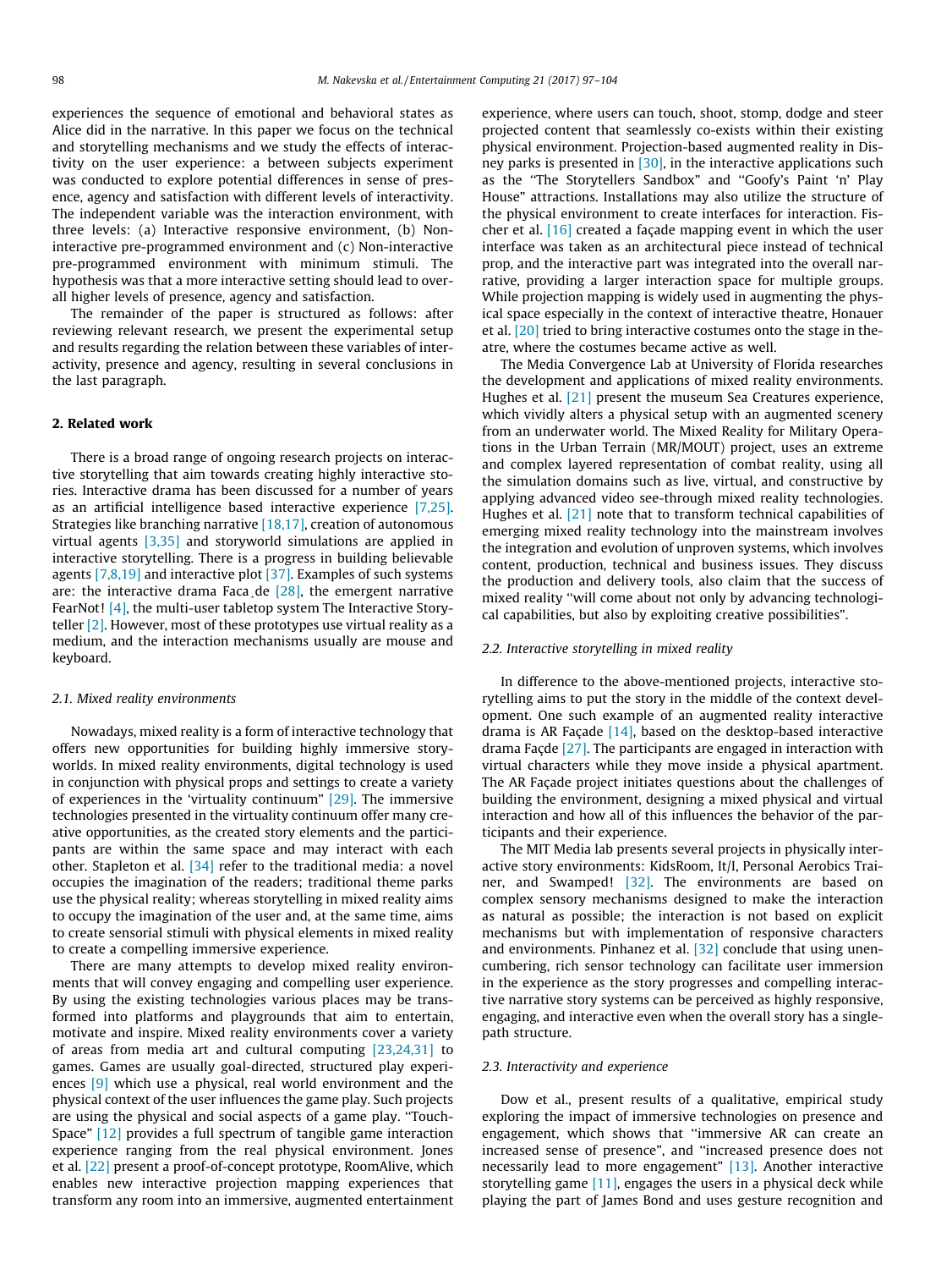experiences the sequence of emotional and behavioral states as Alice did in the narrative. In this paper we focus on the technical and storytelling mechanisms and we study the effects of interactivity on the user experience: a between subjects experiment was conducted to explore potential differences in sense of presence, agency and satisfaction with different levels of interactivity. The independent variable was the interaction environment, with three levels: (a) Interactive responsive environment, (b) Non-interactive pre-programmed environment and (c) Non-interactive pre-programmed environment with minimum stimuli. The hypothesis was that a more interactive setting should lead to overall higher levels of presence, agency and satisfaction.

The remainder of the paper is structured as follows: after reviewing relevant research, we present the experimental setup and results regarding the relation between these variables of interactivity, presence and agency, resulting in several conclusions in the last paragraph.

## 2. Related work

There is a broad range of ongoing research projects on interactive storytelling that aim towards creating highly interactive stories. Interactive drama has been discussed for a number of years as an artificial intelligence based interactive experience [7,25]. Strategies like branching narrative [18,17], creation of autonomous virtual agents [3,35] and storyworld simulations are applied in interactive storytelling. There is a progress in building believable agents [7,8,19] and interactive plot [37]. Examples of such systems are: the interactive drama Façade [28], the emergent narrative FearNot! [4], the multi-user tabletop system The Interactive Storyteller [2]. However, most of these prototypes use virtual reality as a medium, and the interaction mechanisms usually are mouse and keyboard.

### 2.1. Mixed reality environments

Nowadays, mixed reality is a form of interactive technology that offers new opportunities for building highly immersive storyworlds. In mixed reality environments, digital technology is used in conjunction with physical props and settings to create a variety of experiences in the 'virtuality continuum" [29]. The immersive technologies presented in the virtuality continuum offer many creative opportunities, as the created story elements and the participants are within the same space and may interact with each other. Stapleton et al. [34] refer to the traditional media: a novel occupies the imagination of the readers; traditional theme parks use the physical reality; whereas storytelling in mixed reality aims to occupy the imagination of the user and, at the same time, aims to create sensorial stimuli with physical elements in mixed reality to create a compelling immersive experience.

There are many attempts to develop mixed reality environments that will convey engaging and compelling user experience. By using the existing technologies various places may be transformed into platforms and playgrounds that aim to entertain, motivate and inspire. Mixed reality environments cover a variety of areas from media art and cultural computing [23,24,31] to games. Games are usually goal-directed, structured play experiences [9] which use a physical, real world environment and the physical context of the user influences the game play. Such projects are using the physical and social aspects of a game play. "Touch-Space" [12] provides a full spectrum of tangible game interaction experience ranging from the real physical environment. Jones et al. [22] present a proof-of-concept prototype, RoomAlive, which enables new interactive projection mapping experiences that transform any room into an immersive, augmented entertainment experience, where users can touch, shoot, stomp, dodge and steer projected content that seamlessly co-exists within their existing physical environment. Projection-based augmented reality in Disney parks is presented in [30], in the interactive applications such as the "The Storytellers Sandbox" and "Goofy's Paint 'n' Play House" attractions. Installations may also utilize the structure of the physical environment to create interfaces for interaction. Fischer et al. [16] created a façade mapping event in which the user interface was taken as an architectural piece instead of technical prop, and the interactive part was integrated into the overall narrative, providing a larger interaction space for multiple groups. While projection mapping is widely used in augmenting the physical space especially in the context of interactive theatre, Honauer et al. [20] tried to bring interactive costumes onto the stage in theatre, where the costumes became active as well.

The Media Convergence Lab at University of Florida researches the development and applications of mixed reality environments. Hughes et al. [21] present the museum Sea Creatures experience, which vividly alters a physical setup with an augmented scenery from an underwater world. The Mixed Reality for Military Operations in the Urban Terrain (MR/MOUT) project, uses an extreme and complex layered representation of combat reality, using all the simulation domains such as live, virtual, and constructive by applying advanced video see-through mixed reality technologies. Hughes et al. [21] note that to transform technical capabilities of emerging mixed reality technology into the mainstream involves the integration and evolution of unproven systems, which involves content, production, technical and business issues. They discuss the production and delivery tools, also claim that the success of mixed reality "will come about not only by advancing technological capabilities, but also by exploiting creative possibilities".

### 2.2. Interactive storytelling in mixed reality

In difference to the above-mentioned projects, interactive storytelling aims to put the story in the middle of the context development. One such example of an augmented reality interactive drama is AR Façade [14], based on the desktop-based interactive drama Façde [27]. The participants are engaged in interaction with virtual characters while they move inside a physical apartment. The AR Façade project initiates questions about the challenges of building the environment, designing a mixed physical and virtual interaction and how all of this influences the behavior of the participants and their experience.

The MIT Media lab presents several projects in physically interactive story environments: KidsRoom, It/I, Personal Aerobics Trainer, and Swamped! [32]. The environments are based on complex sensory mechanisms designed to make the interaction as natural as possible; the interaction is not based on explicit mechanisms but with implementation of responsive characters and environments. Pinhanez et al. [32] conclude that using unencumbering, rich sensor technology can facilitate user immersion in the experience as the story progresses and compelling interactive narrative story systems can be perceived as highly responsive, engaging, and interactive even when the overall story has a single-path structure.

### 2.3. Interactivity and experience

Dow et al., present results of a qualitative, empirical study exploring the impact of immersive technologies on presence and engagement, which shows that "immersive AR can create an increased sense of presence", and "increased presence does not necessarily lead to more engagement" [13]. Another interactive storytelling game [11], engages the users in a physical deck while playing the part of James Bond and uses gesture recognition and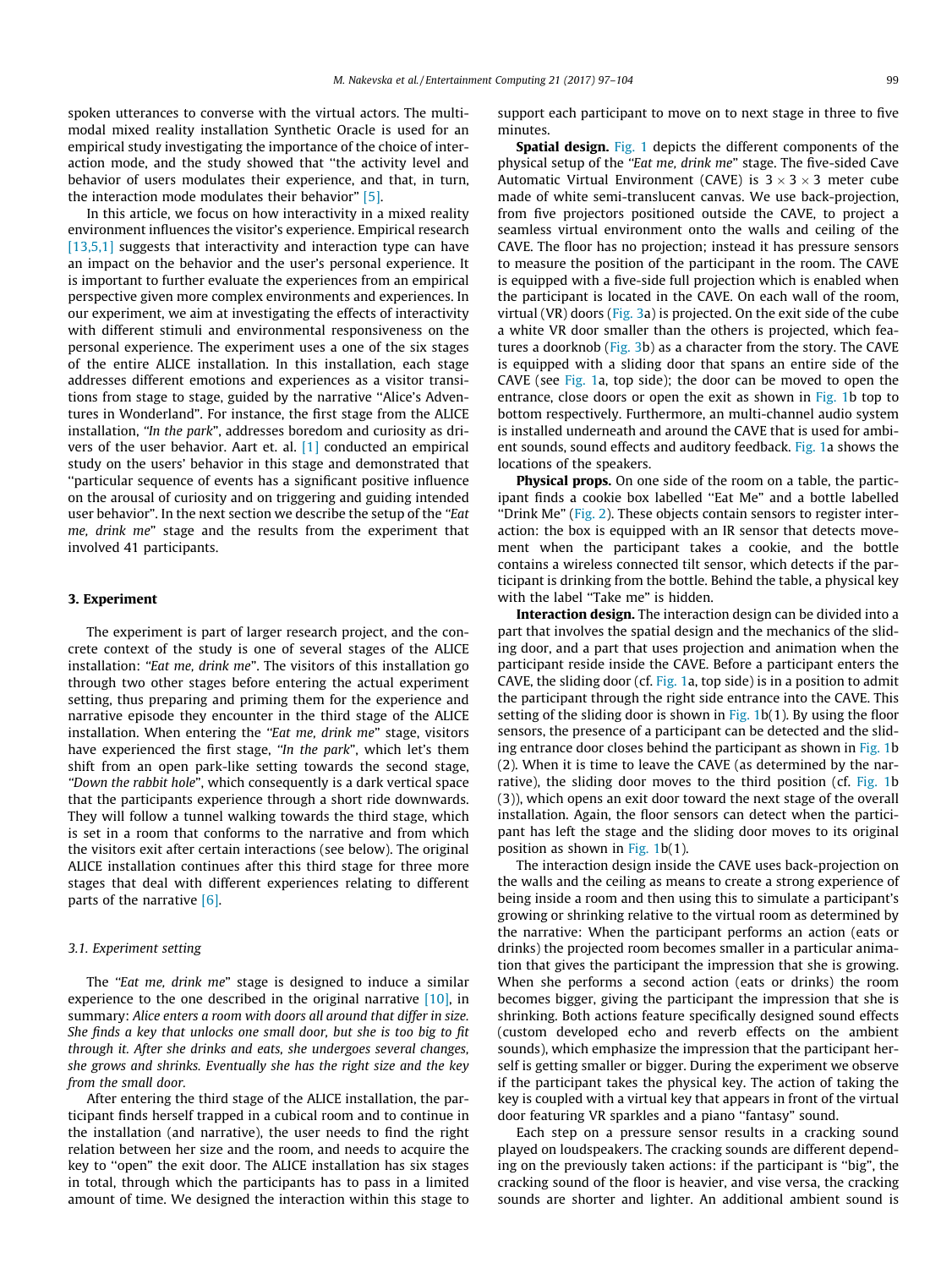spoken utterances to converse with the virtual actors. The multimodal mixed reality installation Synthetic Oracle is used for an empirical study investigating the importance of the choice of interaction mode, and the study showed that "the activity level and behavior of users modulates their experience, and that, in turn, the interaction mode modulates their behavior" [5].

In this article, we focus on how interactivity in a mixed reality environment influences the visitor's experience. Empirical research [13,5,1] suggests that interactivity and interaction type can have an impact on the behavior and the user's personal experience. It is important to further evaluate the experiences from an empirical perspective given more complex environments and experiences. In our experiment, we aim at investigating the effects of interactivity with different stimuli and environmental responsiveness on the personal experience. The experiment uses a one of the six stages of the entire ALICE installation. In this installation, each stage addresses different emotions and experiences as a visitor transitions from stage to stage, guided by the narrative "Alice's Adventures in Wonderland". For instance, the first stage from the ALICE installation, *"In the park"*, addresses boredom and curiosity as drivers of the user behavior. Aart et. al. [1] conducted an empirical study on the users' behavior in this stage and demonstrated that "particular sequence of events has a significant positive influence on the arousal of curiosity and on triggering and guiding intended user behavior". In the next section we describe the setup of the *"Eat me, drink me"* stage and the results from the experiment that involved 41 participants.

## 3. Experiment

The experiment is part of larger research project, and the concrete context of the study is one of several stages of the ALICE installation: *"Eat me, drink me"*. The visitors of this installation go through two other stages before entering the actual experiment setting, thus preparing and priming them for the experience and narrative episode they encounter in the third stage of the ALICE installation. When entering the *"Eat me, drink me"* stage, visitors have experienced the first stage, *"In the park"*, which let's them shift from an open park-like setting towards the second stage, *"Down the rabbit hole"*, which consequently is a dark vertical space that the participants experience through a short ride downwards. They will follow a tunnel walking towards the third stage, which is set in a room that conforms to the narrative and from which the visitors exit after certain interactions (see below). The original ALICE installation continues after this third stage for three more stages that deal with different experiences relating to different parts of the narrative [6].

### 3.1. Experiment setting

The *"Eat me, drink me"* stage is designed to induce a similar experience to the one described in the original narrative [10], in summary: *Alice enters a room with doors all around that differ in size. She finds a key that unlocks one small door, but she is too big to fit through it. After she drinks and eats, she undergoes several changes, she grows and shrinks. Eventually she has the right size and the key from the small door.*

After entering the third stage of the ALICE installation, the participant finds herself trapped in a cubical room and to continue in the installation (and narrative), the user needs to find the right relation between her size and the room, and needs to acquire the key to "open" the exit door. The ALICE installation has six stages in total, through which the participants has to pass in a limited amount of time. We designed the interaction within this stage to support each participant to move on to next stage in three to five minutes.

**Spatial design.** Fig. 1 depicts the different components of the physical setup of the *"Eat me, drink me"* stage. The five-sided Cave Automatic Virtual Environment (CAVE) is $3 \times 3 \times 3$ meter cube made of white semi-translucent canvas. We use back-projection, from five projectors positioned outside the CAVE, to project a seamless virtual environment onto the walls and ceiling of the CAVE. The floor has no projection; instead it has pressure sensors to measure the position of the participant in the room. The CAVE is equipped with a five-side full projection which is enabled when the participant is located in the CAVE. On each wall of the room, virtual (VR) doors (Fig. 3a) is projected. On the exit side of the cube a white VR door smaller than the others is projected, which features a doorknob (Fig. 3b) as a character from the story. The CAVE is equipped with a sliding door that spans an entire side of the CAVE (see Fig. 1a, top side); the door can be moved to open the entrance, close doors or open the exit as shown in Fig. 1b top to bottom respectively. Furthermore, an multi-channel audio system is installed underneath and around the CAVE that is used for ambient sounds, sound effects and auditory feedback. Fig. 1a shows the locations of the speakers.

**Physical props.** On one side of the room on a table, the participant finds a cookie box labelled "Eat Me" and a bottle labelled "Drink Me" (Fig. 2). These objects contain sensors to register interaction: the box is equipped with an IR sensor that detects movement when the participant takes a cookie, and the bottle contains a wireless connected tilt sensor, which detects if the participant is drinking from the bottle. Behind the table, a physical key with the label "Take me" is hidden.

**Interaction design.** The interaction design can be divided into a part that involves the spatial design and the mechanics of the sliding door, and a part that uses projection and animation when the participant reside inside the CAVE. Before a participant enters the CAVE, the sliding door (cf. Fig. 1a, top side) is in a position to admit the participant through the right side entrance into the CAVE. This setting of the sliding door is shown in Fig. 1b(1). By using the floor sensors, the presence of a participant can be detected and the sliding entrance door closes behind the participant as shown in Fig. 1b (2). When it is time to leave the CAVE (as determined by the narrative), the sliding door moves to the third position (cf. Fig. 1b (3)), which opens an exit door toward the next stage of the overall installation. Again, the floor sensors can detect when the participant has left the stage and the sliding door moves to its original position as shown in Fig. 1b(1).

The interaction design inside the CAVE uses back-projection on the walls and the ceiling as means to create a strong experience of being inside a room and then using this to simulate a participant's growing or shrinking relative to the virtual room as determined by the narrative: When the participant performs an action (eats or drinks) the projected room becomes smaller in a particular animation that gives the participant the impression that she is growing. When she performs a second action (eats or drinks) the room becomes bigger, giving the participant the impression that she is shrinking. Both actions feature specifically designed sound effects (custom developed echo and reverb effects on the ambient sounds), which emphasize the impression that the participant herself is getting smaller or bigger. During the experiment we observe if the participant takes the physical key. The action of taking the key is coupled with a virtual key that appears in front of the virtual door featuring VR sparkles and a piano "fantasy" sound.

Each step on a pressure sensor results in a cracking sound played on loudspeakers. The cracking sounds are different depending on the previously taken actions: if the participant is "big", the cracking sound of the floor is heavier, and vise versa, the cracking sounds are shorter and lighter. An additional ambient sound is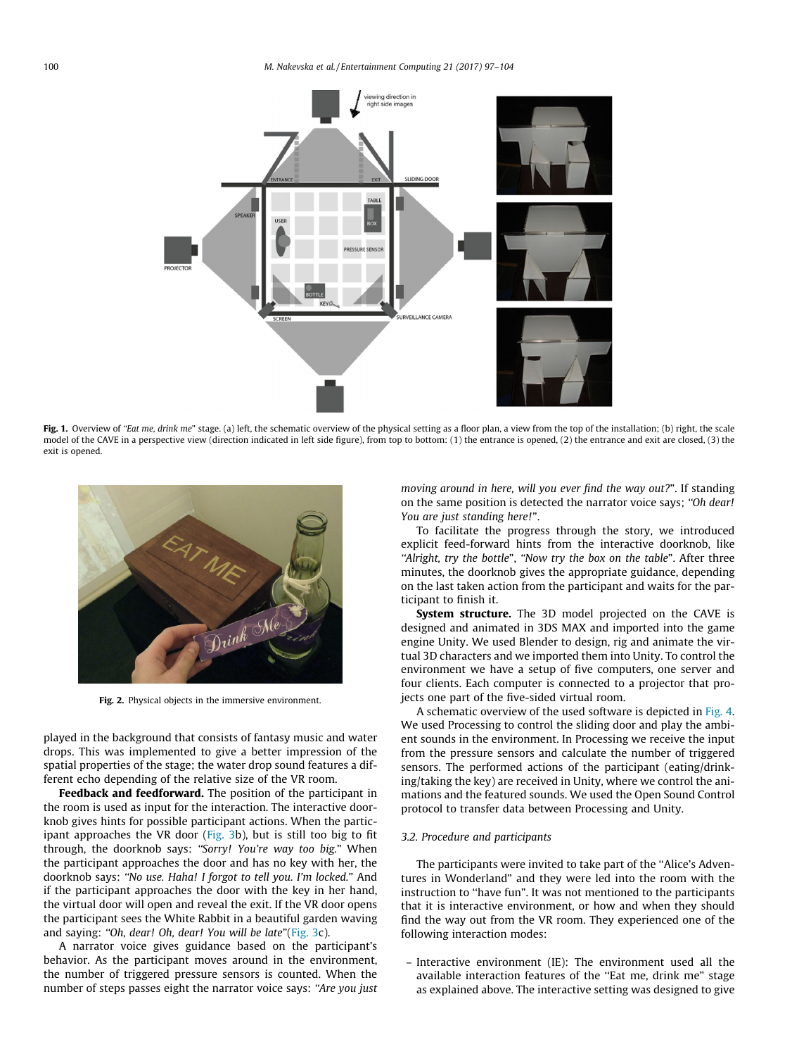**Fig. 1.** Overview of "*Eat me, drink me*" stage. (a) left, the schematic overview of the physical setting as a floor plan, a view from the top of the installation; (b) right, the scale model of the CAVE in a perspective view (direction indicated in left side figure), from top to bottom: (1) the entrance is opened, (2) the entrance and exit are closed, (3) the exit is opened.

**Fig. 2.** Physical objects in the immersive environment.

played in the background that consists of fantasy music and water drops. This was implemented to give a better impression of the spatial properties of the stage; the water drop sound features a different echo depending of the relative size of the VR room.

**Feedback and feedforward.** The position of the participant in the room is used as input for the interaction. The interactive doorknob gives hints for possible participant actions. When the participant approaches the VR door (Fig. 3b), but is still too big to fit through, the doorknob says: "*Sorry! You're way too big.*" When the participant approaches the door and has no key with her, the doorknob says: "*No use. Haha! I forgot to tell you. I'm locked.*" And if the participant approaches the door with the key in her hand, the virtual door will open and reveal the exit. If the VR door opens the participant sees the White Rabbit in a beautiful garden waving and saying: "*Oh, dear! Oh, dear! You will be late*"(Fig. 3c).

A narrator voice gives guidance based on the participant's behavior. As the participant moves around in the environment, the number of triggered pressure sensors is counted. When the number of steps passes eight the narrator voice says: "*Are you just moving around in here, will you ever find the way out?*". If standing on the same position is detected the narrator voice says; "*Oh dear! You are just standing here!*".

To facilitate the progress through the story, we introduced explicit feed-forward hints from the interactive doorknob, like "*Alright, try the bottle*", "*Now try the box on the table*". After three minutes, the doorknob gives the appropriate guidance, depending on the last taken action from the participant and waits for the participant to finish it.

**System structure.** The 3D model projected on the CAVE is designed and animated in 3DS MAX and imported into the game engine Unity. We used Blender to design, rig and animate the virtual 3D characters and we imported them into Unity. To control the environment we have a setup of five computers, one server and four clients. Each computer is connected to a projector that projects one part of the five-sided virtual room.

A schematic overview of the used software is depicted in Fig. 4. We used Processing to control the sliding door and play the ambient sounds in the environment. In Processing we receive the input from the pressure sensors and calculate the number of triggered sensors. The performed actions of the participant (eating/drinking/taking the key) are received in Unity, where we control the animations and the featured sounds. We used the Open Sound Control protocol to transfer data between Processing and Unity.

### 3.2. Procedure and participants

The participants were invited to take part of the "Alice's Adventures in Wonderland" and they were led into the room with the instruction to "have fun". It was not mentioned to the participants that it is interactive environment, or how and when they should find the way out from the VR room. They experienced one of the following interaction modes:

- Interactive environment (IE): The environment used all the available interaction features of the "Eat me, drink me" stage as explained above. The interactive setting was designed to give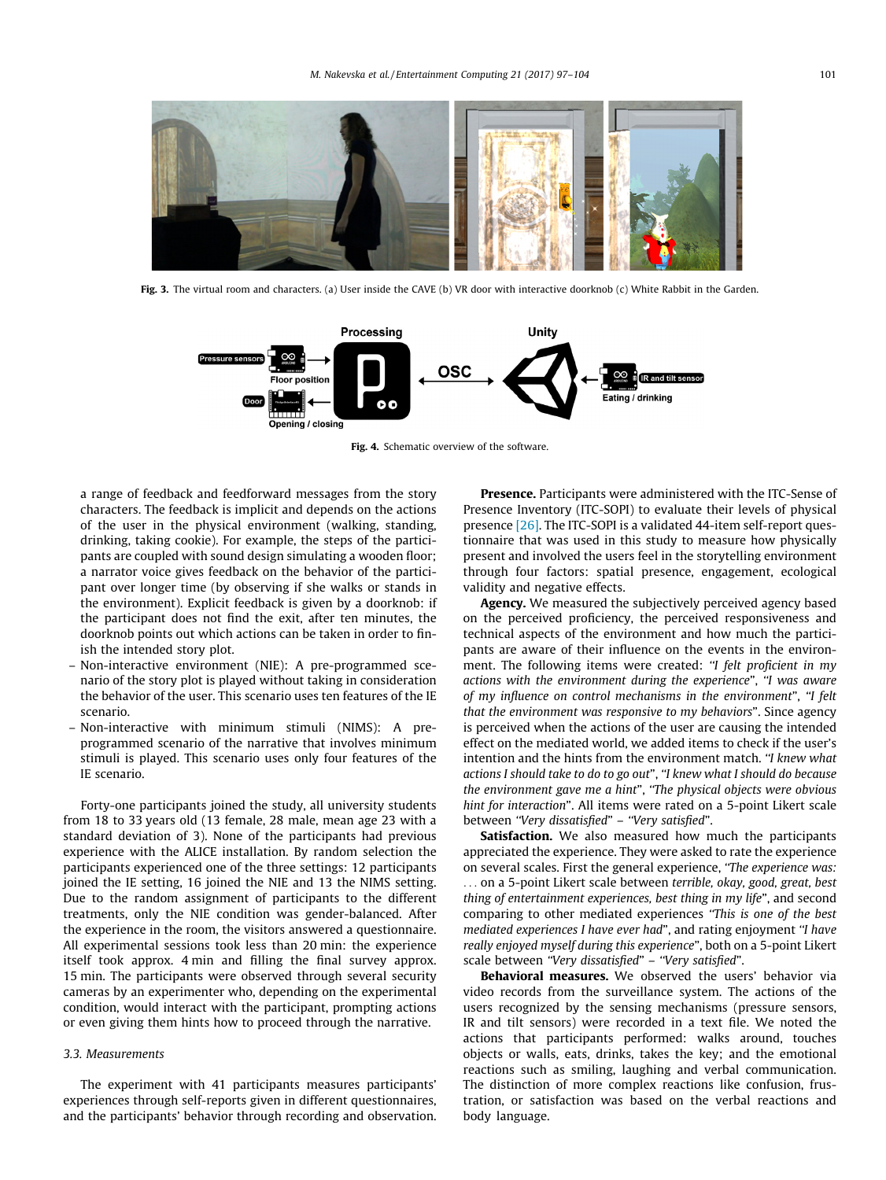Fig. 3. The virtual room and characters. (a) User inside the CAVE (b) VR door with interactive doorknob (c) White Rabbit in the Garden.

Fig. 4. Schematic overview of the software.

a range of feedback and feedforward messages from the story characters. The feedback is implicit and depends on the actions of the user in the physical environment (walking, standing, drinking, taking cookie). For example, the steps of the participants are coupled with sound design simulating a wooden floor; a narrator voice gives feedback on the behavior of the participant over longer time (by observing if she walks or stands in the environment). Explicit feedback is given by a doorknob: if the participant does not find the exit, after ten minutes, the doorknob points out which actions can be taken in order to finish the intended story plot.

- Non-interactive environment (NIE): A pre-programmed scenario of the story plot is played without taking in consideration the behavior of the user. This scenario uses ten features of the IE scenario.
- Non-interactive with minimum stimuli (NIMS): A pre-programmed scenario of the narrative that involves minimum stimuli is played. This scenario uses only four features of the IE scenario.

Forty-one participants joined the study, all university students from 18 to 33 years old (13 female, 28 male, mean age 23 with a standard deviation of 3). None of the participants had previous experience with the ALICE installation. By random selection the participants experienced one of the three settings: 12 participants joined the IE setting, 16 joined the NIE and 13 the NIMS setting. Due to the random assignment of participants to the different treatments, only the NIE condition was gender-balanced. After the experience in the room, the visitors answered a questionnaire. All experimental sessions took less than 20 min: the experience itself took approx. 4 min and filling the final survey approx. 15 min. The participants were observed through several security cameras by an experimenter who, depending on the experimental condition, would interact with the participant, prompting actions or even giving them hints how to proceed through the narrative.

### 3.3. Measurements

The experiment with 41 participants measures participants' experiences through self-reports given in different questionnaires, and the participants' behavior through recording and observation.

**Presence.** Participants were administered with the ITC-Sense of Presence Inventory (ITC-SOPI) to evaluate their levels of physical presence [26]. The ITC-SOPI is a validated 44-item self-report questionnaire that was used in this study to measure how physically present and involved the users feel in the storytelling environment through four factors: spatial presence, engagement, ecological validity and negative effects.

**Agency.** We measured the subjectively perceived agency based on the perceived proficiency, the perceived responsiveness and technical aspects of the environment and how much the participants are aware of their influence on the events in the environment. The following items were created: *"I felt proficient in my actions with the environment during the experience"*, *"I was aware of my influence on control mechanisms in the environment"*, *"I felt that the environment was responsive to my behaviors"*. Since agency is perceived when the actions of the user are causing the intended effect on the mediated world, we added items to check if the user's intention and the hints from the environment match. *"I knew what actions I should take to do to go out"*, *"I knew what I should do because the environment gave me a hint"*, *"The physical objects were obvious hint for interaction"*. All items were rated on a 5-point Likert scale between *"Very dissatisfied"* – *"Very satisfied"*.

**Satisfaction.** We also measured how much the participants appreciated the experience. They were asked to rate the experience on several scales. First the general experience, *"The experience was: ... on a 5-point Likert scale between terrible, okay, good, great, best thing of entertainment experiences, best thing in my life"*, and second comparing to other mediated experiences *"This is one of the best mediated experiences I have ever had"*, and rating enjoyment *"I have really enjoyed myself during this experience"*, both on a 5-point Likert scale between *"Very dissatisfied"* – *"Very satisfied"*.

**Behavioral measures.** We observed the users' behavior via video records from the surveillance system. The actions of the users recognized by the sensing mechanisms (pressure sensors, IR and tilt sensors) were recorded in a text file. We noted the actions that participants performed: walks around, touches objects or walls, eats, drinks, takes the key; and the emotional reactions such as smiling, laughing and verbal communication. The distinction of more complex reactions like confusion, frustration, or satisfaction was based on the verbal reactions and body language.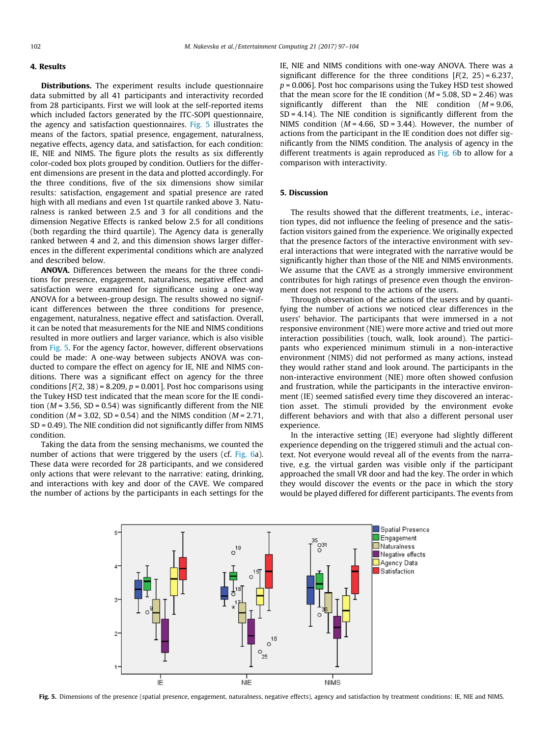## 4. Results

**Distributions.** The experiment results include questionnaire data submitted by all 41 participants and interactivity recorded from 28 participants. First we will look at the self-reported items which included factors generated by the ITC-SOPI questionnaire, the agency and satisfaction questionnaires. Fig. 5 illustrates the means of the factors, spatial presence, engagement, naturalness, negative effects, agency data, and satisfaction, for each condition: IE, NIE and NIMS. The figure plots the results as six differently color-coded box plots grouped by condition. Outliers for the different dimensions are present in the data and plotted accordingly. For the three conditions, five of the six dimensions show similar results: satisfaction, engagement and spatial presence are rated high with all medians and even 1st quartile ranked above 3. Naturalness is ranked between 2.5 and 3 for all conditions and the dimension Negative Effects is ranked below 2.5 for all conditions (both regarding the third quartile). The Agency data is generally ranked between 4 and 2, and this dimension shows larger differences in the different experimental conditions which are analyzed and described below.

**ANOVA.** Differences between the means for the three conditions for presence, engagement, naturalness, negative effect and satisfaction were examined for significance using a one-way ANOVA for a between-group design. The results showed no significant differences between the three conditions for presence, engagement, naturalness, negative effect and satisfaction. Overall, it can be noted that measurements for the NIE and NIMS conditions resulted in more outliers and larger variance, which is also visible from Fig. 5. For the agency factor, however, different observations could be made: A one-way between subjects ANOVA was conducted to compare the effect on agency for IE, NIE and NIMS conditions. There was a significant effect on agency for the three conditions [$F(2, 38) = 8.209$, $p = 0.001$]. Post hoc comparisons using the Tukey HSD test indicated that the mean score for the IE condition ($M = 3.56$, $SD = 0.54$) was significantly different from the NIE condition ($M = 3.02$, $SD = 0.54$) and the NIMS condition ($M = 2.71$, $SD = 0.49$). The NIE condition did not significantly differ from NIMS condition.

Taking the data from the sensing mechanisms, we counted the number of actions that were triggered by the users (cf. Fig. 6a). These data were recorded for 28 participants, and we considered only actions that were relevant to the narrative: eating, drinking, and interactions with key and door of the CAVE. We compared the number of actions by the participants in each settings for the IE, NIE and NIMS conditions with one-way ANOVA. There was a significant difference for the three conditions [$F(2, 25) = 6.237$, $p = 0.006$]. Post hoc comparisons using the Tukey HSD test showed that the mean score for the IE condition ($M = 5.08$, $SD = 2.46$) was significantly different than the NIE condition ($M = 9.06$, $SD = 4.14$). The NIE condition is significantly different from the NIMS condition ($M = 4.66$, $SD = 3.44$). However, the number of actions from the participant in the IE condition does not differ significantly from the NIMS condition. The analysis of agency in the different treatments is again reproduced as Fig. 6b to allow for a comparison with interactivity.

## 5. Discussion

The results showed that the different treatments, i.e., interaction types, did not influence the feeling of presence and the satisfaction visitors gained from the experience. We originally expected that the presence factors of the interactive environment with several interactions that were integrated with the narrative would be significantly higher than those of the NIE and NIMS environments. We assume that the CAVE as a strongly immersive environment contributes for high ratings of presence even though the environment does not respond to the actions of the users.

Through observation of the actions of the users and by quantifying the number of actions we noticed clear differences in the users' behavior. The participants that were immersed in a not responsive environment (NIE) were more active and tried out more interaction possibilities (touch, walk, look around). The participants who experienced minimum stimuli in a non-interactive environment (NIMS) did not performed as many actions, instead they would rather stand and look around. The participants in the non-interactive environment (NIE) more often showed confusion and frustration, while the participants in the interactive environment (IE) seemed satisfied every time they discovered an interaction asset. The stimuli provided by the environment evoke different behaviors and with that also a different personal user experience.

In the interactive setting (IE) everyone had slightly different experience depending on the triggered stimuli and the actual context. Not everyone would reveal all of the events from the narrative, e.g. the virtual garden was visible only if the participant approached the small VR door and had the key. The order in which they would discover the events or the pace in which the story would be played differed for different participants. The events from

**Fig. 5.** Dimensions of the presence (spatial presence, engagement, naturalness, negative effects), agency and satisfaction by treatment conditions: IE, NIE and NIMS.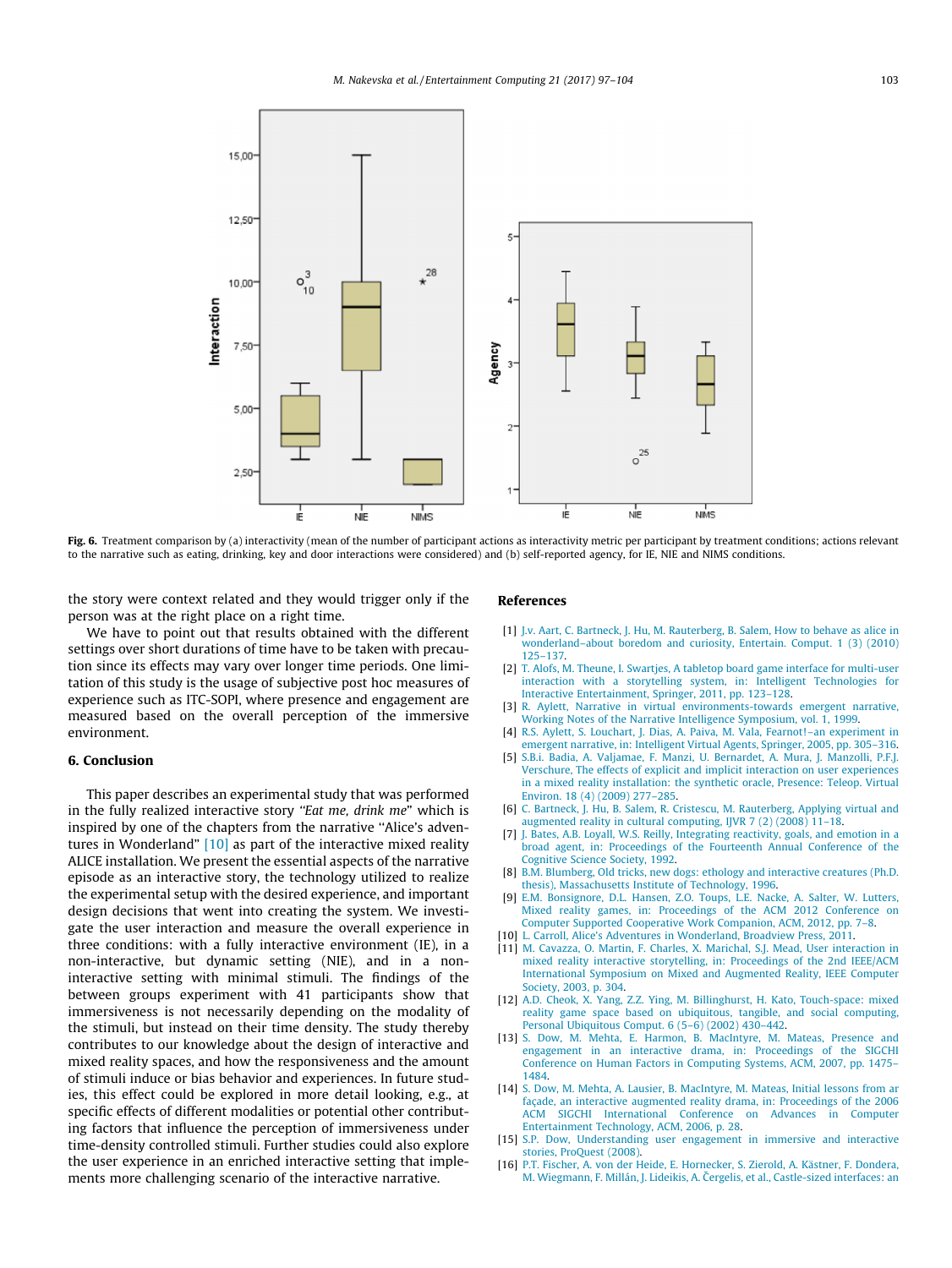Fig. 6. Treatment comparison by (a) interactivity (mean of the number of participant actions as interactivity metric per participant by treatment conditions; actions relevant to the narrative such as eating, drinking, key and door interactions were considered) and (b) self-reported agency, for IE, NIE and NIMS conditions.

the story were context related and they would trigger only if the person was at the right place on a right time.

We have to point out that results obtained with the different settings over short durations of time have to be taken with precaution since its effects may vary over longer time periods. One limitation of this study is the usage of subjective post hoc measures of experience such as ITC-SOPI, where presence and engagement are measured based on the overall perception of the immersive environment.

## 6. Conclusion

This paper describes an experimental study that was performed in the fully realized interactive story "*Eat me, drink me*" which is inspired by one of the chapters from the narrative "Alice's adventures in Wonderland" [10] as part of the interactive mixed reality ALICE installation. We present the essential aspects of the narrative episode as an interactive story, the technology utilized to realize the experimental setup with the desired experience, and important design decisions that went into creating the system. We investigate the user interaction and measure the overall experience in three conditions: with a fully interactive environment (IE), in a non-interactive, but dynamic setting (NIE), and in a non-interactive setting with minimal stimuli. The findings of the between groups experiment with 41 participants show that immersiveness is not necessarily depending on the modality of the stimuli, but instead on their time density. The study thereby contributes to our knowledge about the design of interactive and mixed reality spaces, and how the responsiveness and the amount of stimuli induce or bias behavior and experiences. In future studies, this effect could be explored in more detail looking, e.g., at specific effects of different modalities or potential other contributing factors that influence the perception of immersiveness under time-density controlled stimuli. Further studies could also explore the user experience in an enriched interactive setting that implements more challenging scenario of the interactive narrative.

## References

[1] J.v. Aart, C. Bartneck, J. Hu, M. Rauterberg, B. Salem, How to behave as alice in wonderland–about boredom and curiosity, Entertain. Comput. 1 (3) (2010) 125–137.

[2] T. Alofs, M. Theune, I. Swartjes, A tabletop board game interface for multi-user interaction with a storytelling system, in: Intelligent Technologies for Interactive Entertainment, Springer, 2011, pp. 123–128.

[3] R. Aylett, Narrative in virtual environments-towards emergent narrative, Working Notes of the Narrative Intelligence Symposium, vol. 1, 1999.

[4] R.S. Aylett, S. Louchart, J. Dias, A. Paiva, M. Vala, Fearnot!–an experiment in emergent narrative, in: Intelligent Virtual Agents, Springer, 2005, pp. 305–316.

[5] S.B.i. Badia, A. Valjamae, F. Manzi, U. Bernardet, A. Mura, J. Manzolli, P.F.J. Verschure, The effects of explicit and implicit interaction on user experiences in a mixed reality installation: the synthetic oracle, Presence: Teleop. Virtual Environ. 18 (4) (2009) 277–285.

[6] C. Bartneck, J. Hu, B. Salem, R. Cristescu, M. Rauterberg, Applying virtual and augmented reality in cultural computing, IJVR 7 (2) (2008) 11–18.

[7] J. Bates, A.B. Loyall, W.S. Reilly, Integrating reactivity, goals, and emotion in a broad agent, in: Proceedings of the Fourteenth Annual Conference of the Cognitive Science Society, 1992.

[8] B.M. Blumberg, Old tricks, new dogs: ethology and interactive creatures (Ph.D. thesis), Massachusetts Institute of Technology, 1996.

[9] E.M. Bonsignore, D.L. Hansen, Z.O. Toups, L.E. Nacke, A. Salter, W. Lutters, Mixed reality games, in: Proceedings of the ACM 2012 Conference on Computer Supported Cooperative Work Companion, ACM, 2012, pp. 7–8.

[10] L. Carroll, Alice's Adventures in Wonderland, Broadview Press, 2011.

[11] M. Cavazza, O. Martin, F. Charles, X. Marichal, S.J. Mead, User interaction in mixed reality interactive storytelling, in: Proceedings of the 2nd IEEE/ACM International Symposium on Mixed and Augmented Reality, IEEE Computer Society, 2003, p. 304.

[12] A.D. Cheok, X. Yang, Z.Z. Ying, M. Billinghurst, H. Kato, Touch-space: mixed reality game space based on ubiquitous, tangible, and social computing, Personal Ubiquitous Comput. 6 (5–6) (2002) 430–442.

[13] S. Dow, M. Mehta, E. Harmon, B. MacIntyre, M. Mateas, Presence and engagement in an interactive drama, in: Proceedings of the SIGCHI Conference on Human Factors in Computing Systems, ACM, 2007, pp. 1475–1484.

[14] S. Dow, M. Mehta, A. Lausier, B. MacIntyre, M. Mateas, Initial lessons from ar façade, an interactive augmented reality drama, in: Proceedings of the 2006 ACM SIGCHI International Conference on Advances in Computer Entertainment Technology, ACM, 2006, p. 28.

[15] S.P. Dow, Understanding user engagement in immersive and interactive stories, ProQuest (2008).

[16] P.T. Fischer, A. von der Heide, E. Hornecker, S. Zierold, A. Kästner, F. Dondera, M. Wiegmann, F. Millán, J. Lideikis, A. Čergelis, et al., Castle-sized interfaces: an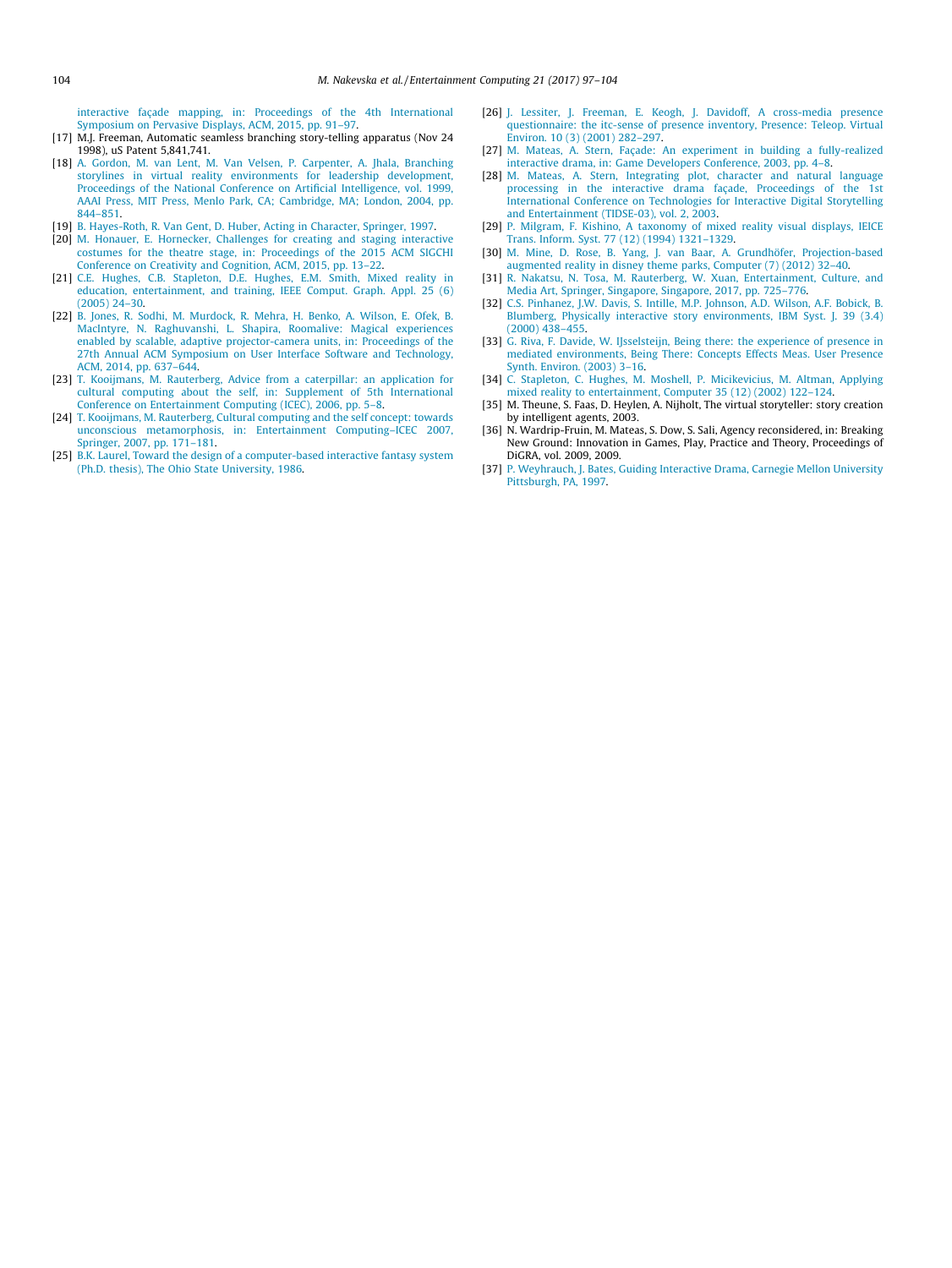interactive façade mapping, in: Proceedings of the 4th International Symposium on Pervasive Displays, ACM, 2015, pp. 91–97.

[17] M.J. Freeman, Automatic seamless branching story-telling apparatus (Nov 24 1998), uS Patent 5,841,741.

[18] A. Gordon, M. van Lent, M. Van Velsen, P. Carpenter, A. Jhala, Branching storylines in virtual reality environments for leadership development, Proceedings of the National Conference on Artificial Intelligence, vol. 1999, AAAI Press, MIT Press, Menlo Park, CA; Cambridge, MA; London, 2004, pp. 844–851.

[19] B. Hayes-Roth, R. Van Gent, D. Huber, Acting in Character, Springer, 1997.

[20] M. Honauer, E. Hornecker, Challenges for creating and staging interactive costumes for the theatre stage, in: Proceedings of the 2015 ACM SIGCHI Conference on Creativity and Cognition, ACM, 2015, pp. 13–22.

[21] C.E. Hughes, C.B. Stapleton, D.E. Hughes, E.M. Smith, Mixed reality in education, entertainment, and training, IEEE Comput. Graph. Appl. 25 (6) (2005) 24–30.

[22] B. Jones, R. Sodhi, M. Murdock, R. Mehra, H. Benko, A. Wilson, E. Ofek, B. MacIntyre, N. Raghuvanshi, L. Shapira, Roomalive: Magical experiences enabled by scalable, adaptive projector-camera units, in: Proceedings of the 27th Annual ACM Symposium on User Interface Software and Technology, ACM, 2014, pp. 637–644.

[23] T. Kooijmans, M. Rauterberg, Advice from a caterpillar: an application for cultural computing about the self, in: Supplement of 5th International Conference on Entertainment Computing (ICEC), 2006, pp. 5–8.

[24] T. Kooijmans, M. Rauterberg, Cultural computing and the self concept: towards unconscious metamorphosis, in: Entertainment Computing–ICEC 2007, Springer, 2007, pp. 171–181.

[25] B.K. Laurel, Toward the design of a computer-based interactive fantasy system (Ph.D. thesis), The Ohio State University, 1986.

[26] J. Lessiter, J. Freeman, E. Keogh, J. Davidoff, A cross-media presence questionnaire: the itc-sense of presence inventory, Presence: Teleop. Virtual Environ. 10 (3) (2001) 282–297.

[27] M. Mateas, A. Stern, Façade: An experiment in building a fully-realized interactive drama, in: Game Developers Conference, 2003, pp. 4–8.

[28] M. Mateas, A. Stern, Integrating plot, character and natural language processing in the interactive drama façade, Proceedings of the 1st International Conference on Technologies for Interactive Digital Storytelling and Entertainment (TIDSE-03), vol. 2, 2003.

[29] P. Milgram, F. Kishino, A taxonomy of mixed reality visual displays, IEICE Trans. Inform. Syst. 77 (12) (1994) 1321–1329.

[30] M. Mine, D. Rose, B. Yang, J. van Baar, A. Grundhöfer, Projection-based augmented reality in disney theme parks, Computer (7) (2012) 32–40.

[31] R. Nakatsu, N. Tosa, M. Rauterberg, W. Xuan, Entertainment, Culture, and Media Art, Springer, Singapore, Singapore, 2017, pp. 725–776.

[32] C.S. Pinhanez, J.W. Davis, S. Intille, M.P. Johnson, A.D. Wilson, A.F. Bobick, B. Blumberg, Physically interactive story environments, IBM Syst. J. 39 (3.4) (2000) 438–455.

[33] G. Riva, F. Davide, W. IJsselsteijn, Being there: the experience of presence in mediated environments, Being There: Concepts Effects Meas. User Presence Synth. Environ. (2003) 3–16.

[34] C. Stapleton, C. Hughes, M. Moshell, P. Micikevicius, M. Altman, Applying mixed reality to entertainment, Computer 35 (12) (2002) 122–124.

[35] M. Theune, S. Faas, D. Heylen, A. Nijholt, The virtual storyteller: story creation by intelligent agents, 2003.

[36] N. Wardrip-Fruin, M. Mateas, S. Dow, S. Sali, Agency reconsidered, in: Breaking New Ground: Innovation in Games, Play, Practice and Theory, Proceedings of DiGRA, vol. 2009, 2009.

[37] P. Weyhrauch, J. Bates, Guiding Interactive Drama, Carnegie Mellon University Pittsburgh, PA, 1997.